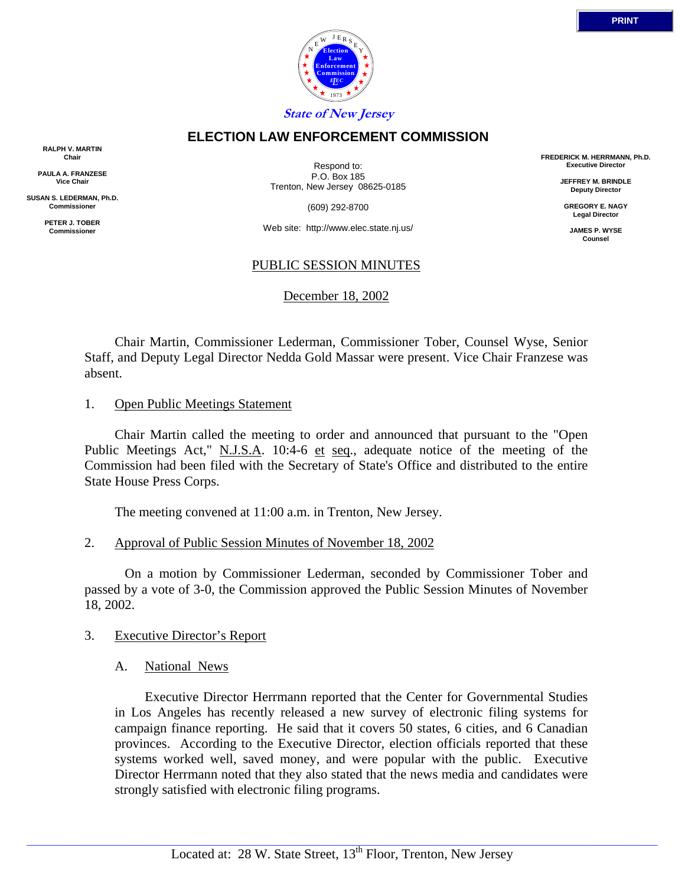State of New Jersey

# ELECTION LAW ENFORCEMENT COMMISSION

**RALPH V. MARTIN**
Chair

**PAULA A. FRANZESE**
Vice Chair

**SUSAN S. LEDERMAN, Ph.D.**
Commissioner

**PETER J. TOBER**
Commissioner

Respond to:
P.O. Box 185
Trenton, New Jersey 08625-0185

(609) 292-8700

Web site: http://www.elec.state.nj.us/

**FREDERICK M. HERRMANN, Ph.D.**
Executive Director

**JEFFREY M. BRINDLE**
Deputy Director

**GREGORY E. NAGY**
Legal Director

**JAMES P. WYSE**
Counsel

## PUBLIC SESSION MINUTES

December 18, 2002

Chair Martin, Commissioner Lederman, Commissioner Tober, Counsel Wyse, Senior Staff, and Deputy Legal Director Nedda Gold Massar were present. Vice Chair Franzese was absent.

### 1. Open Public Meetings Statement

Chair Martin called the meeting to order and announced that pursuant to the "Open Public Meetings Act," N.J.S.A. 10:4-6 et seq., adequate notice of the meeting of the Commission had been filed with the Secretary of State's Office and distributed to the entire State House Press Corps.

The meeting convened at 11:00 a.m. in Trenton, New Jersey.

### 2. Approval of Public Session Minutes of November 18, 2002

On a motion by Commissioner Lederman, seconded by Commissioner Tober and passed by a vote of 3-0, the Commission approved the Public Session Minutes of November 18, 2002.

### 3. Executive Director's Report

#### A. National News

Executive Director Herrmann reported that the Center for Governmental Studies in Los Angeles has recently released a new survey of electronic filing systems for campaign finance reporting. He said that it covers 50 states, 6 cities, and 6 Canadian provinces. According to the Executive Director, election officials reported that these systems worked well, saved money, and were popular with the public. Executive Director Herrmann noted that they also stated that the news media and candidates were strongly satisfied with electronic filing programs.

Located at: 28 W. State Street, 13th Floor, Trenton, New Jersey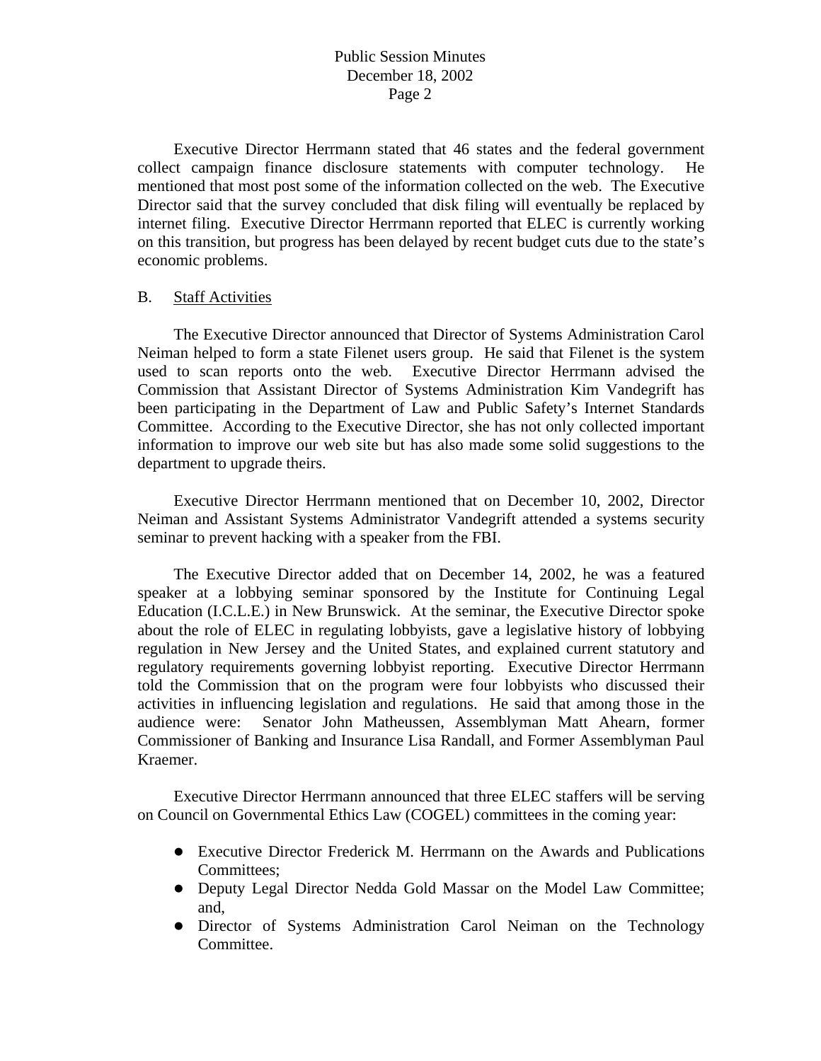Executive Director Herrmann stated that 46 states and the federal government collect campaign finance disclosure statements with computer technology. He mentioned that most post some of the information collected on the web. The Executive Director said that the survey concluded that disk filing will eventually be replaced by internet filing. Executive Director Herrmann reported that ELEC is currently working on this transition, but progress has been delayed by recent budget cuts due to the state's economic problems.

B. Staff Activities

The Executive Director announced that Director of Systems Administration Carol Neiman helped to form a state Filenet users group. He said that Filenet is the system used to scan reports onto the web. Executive Director Herrmann advised the Commission that Assistant Director of Systems Administration Kim Vandegrift has been participating in the Department of Law and Public Safety's Internet Standards Committee. According to the Executive Director, she has not only collected important information to improve our web site but has also made some solid suggestions to the department to upgrade theirs.

Executive Director Herrmann mentioned that on December 10, 2002, Director Neiman and Assistant Systems Administrator Vandegrift attended a systems security seminar to prevent hacking with a speaker from the FBI.

The Executive Director added that on December 14, 2002, he was a featured speaker at a lobbying seminar sponsored by the Institute for Continuing Legal Education (I.C.L.E.) in New Brunswick. At the seminar, the Executive Director spoke about the role of ELEC in regulating lobbyists, gave a legislative history of lobbying regulation in New Jersey and the United States, and explained current statutory and regulatory requirements governing lobbyist reporting. Executive Director Herrmann told the Commission that on the program were four lobbyists who discussed their activities in influencing legislation and regulations. He said that among those in the audience were: Senator John Matheussen, Assemblyman Matt Ahearn, former Commissioner of Banking and Insurance Lisa Randall, and Former Assemblyman Paul Kraemer.

Executive Director Herrmann announced that three ELEC staffers will be serving on Council on Governmental Ethics Law (COGEL) committees in the coming year:

- Executive Director Frederick M. Herrmann on the Awards and Publications Committees;
- Deputy Legal Director Nedda Gold Massar on the Model Law Committee; and,
- Director of Systems Administration Carol Neiman on the Technology Committee.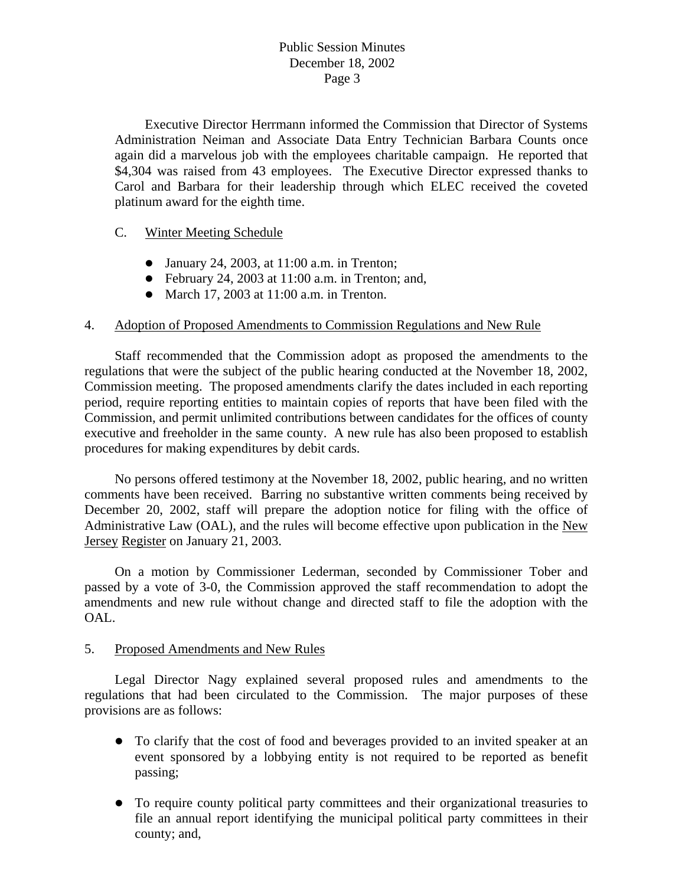Executive Director Herrmann informed the Commission that Director of Systems Administration Neiman and Associate Data Entry Technician Barbara Counts once again did a marvelous job with the employees charitable campaign. He reported that $4,304 was raised from 43 employees. The Executive Director expressed thanks to Carol and Barbara for their leadership through which ELEC received the coveted platinum award for the eighth time.

C. Winter Meeting Schedule

- January 24, 2003, at 11:00 a.m. in Trenton;
- February 24, 2003 at 11:00 a.m. in Trenton; and,
- March 17, 2003 at 11:00 a.m. in Trenton.

4. Adoption of Proposed Amendments to Commission Regulations and New Rule

Staff recommended that the Commission adopt as proposed the amendments to the regulations that were the subject of the public hearing conducted at the November 18, 2002, Commission meeting. The proposed amendments clarify the dates included in each reporting period, require reporting entities to maintain copies of reports that have been filed with the Commission, and permit unlimited contributions between candidates for the offices of county executive and freeholder in the same county. A new rule has also been proposed to establish procedures for making expenditures by debit cards.

No persons offered testimony at the November 18, 2002, public hearing, and no written comments have been received. Barring no substantive written comments being received by December 20, 2002, staff will prepare the adoption notice for filing with the office of Administrative Law (OAL), and the rules will become effective upon publication in the New Jersey Register on January 21, 2003.

On a motion by Commissioner Lederman, seconded by Commissioner Tober and passed by a vote of 3-0, the Commission approved the staff recommendation to adopt the amendments and new rule without change and directed staff to file the adoption with the OAL.

5. Proposed Amendments and New Rules

Legal Director Nagy explained several proposed rules and amendments to the regulations that had been circulated to the Commission. The major purposes of these provisions are as follows:

- To clarify that the cost of food and beverages provided to an invited speaker at an event sponsored by a lobbying entity is not required to be reported as benefit passing;

- To require county political party committees and their organizational treasuries to file an annual report identifying the municipal political party committees in their county; and,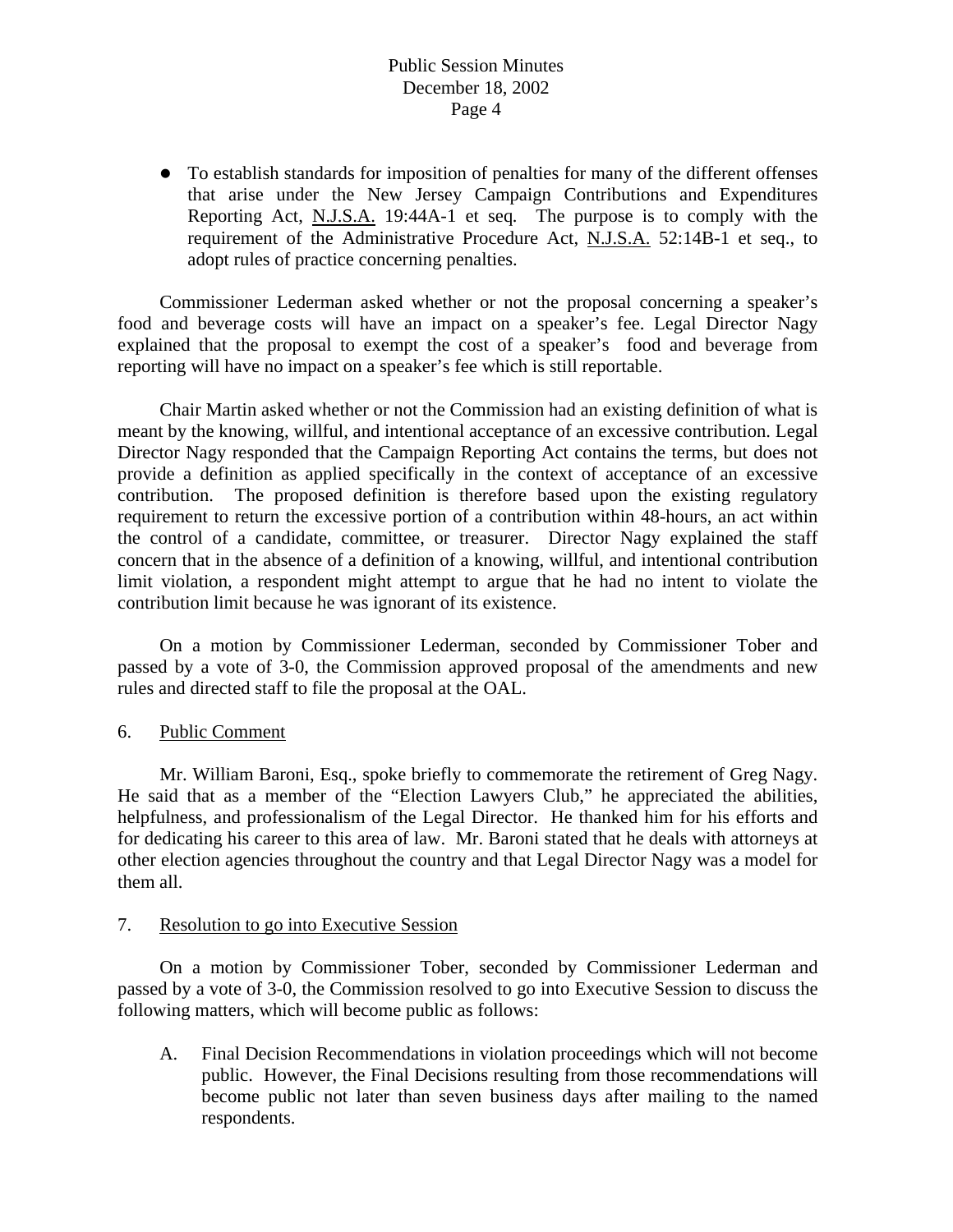- To establish standards for imposition of penalties for many of the different offenses that arise under the New Jersey Campaign Contributions and Expenditures Reporting Act, N.J.S.A. 19:44A-1 et seq. The purpose is to comply with the requirement of the Administrative Procedure Act, N.J.S.A. 52:14B-1 et seq., to adopt rules of practice concerning penalties.

Commissioner Lederman asked whether or not the proposal concerning a speaker's food and beverage costs will have an impact on a speaker's fee. Legal Director Nagy explained that the proposal to exempt the cost of a speaker's food and beverage from reporting will have no impact on a speaker's fee which is still reportable.

Chair Martin asked whether or not the Commission had an existing definition of what is meant by the knowing, willful, and intentional acceptance of an excessive contribution. Legal Director Nagy responded that the Campaign Reporting Act contains the terms, but does not provide a definition as applied specifically in the context of acceptance of an excessive contribution. The proposed definition is therefore based upon the existing regulatory requirement to return the excessive portion of a contribution within 48-hours, an act within the control of a candidate, committee, or treasurer. Director Nagy explained the staff concern that in the absence of a definition of a knowing, willful, and intentional contribution limit violation, a respondent might attempt to argue that he had no intent to violate the contribution limit because he was ignorant of its existence.

On a motion by Commissioner Lederman, seconded by Commissioner Tober and passed by a vote of 3-0, the Commission approved proposal of the amendments and new rules and directed staff to file the proposal at the OAL.

6. Public Comment

Mr. William Baroni, Esq., spoke briefly to commemorate the retirement of Greg Nagy. He said that as a member of the "Election Lawyers Club," he appreciated the abilities, helpfulness, and professionalism of the Legal Director. He thanked him for his efforts and for dedicating his career to this area of law. Mr. Baroni stated that he deals with attorneys at other election agencies throughout the country and that Legal Director Nagy was a model for them all.

7. Resolution to go into Executive Session

On a motion by Commissioner Tober, seconded by Commissioner Lederman and passed by a vote of 3-0, the Commission resolved to go into Executive Session to discuss the following matters, which will become public as follows:

A. Final Decision Recommendations in violation proceedings which will not become public. However, the Final Decisions resulting from those recommendations will become public not later than seven business days after mailing to the named respondents.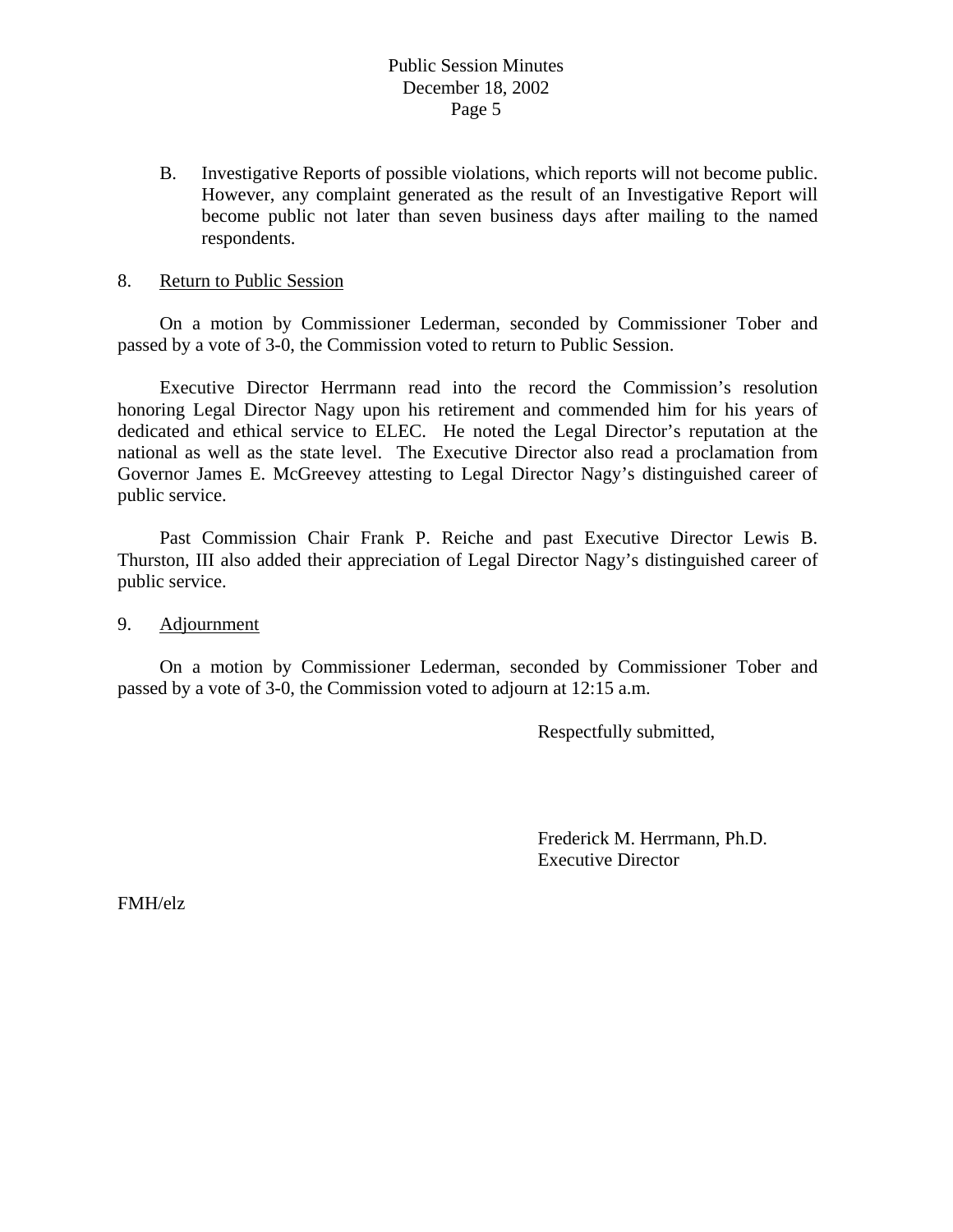B. Investigative Reports of possible violations, which reports will not become public. However, any complaint generated as the result of an Investigative Report will become public not later than seven business days after mailing to the named respondents.

8. Return to Public Session

On a motion by Commissioner Lederman, seconded by Commissioner Tober and passed by a vote of 3-0, the Commission voted to return to Public Session.

Executive Director Herrmann read into the record the Commission's resolution honoring Legal Director Nagy upon his retirement and commended him for his years of dedicated and ethical service to ELEC. He noted the Legal Director's reputation at the national as well as the state level. The Executive Director also read a proclamation from Governor James E. McGreevey attesting to Legal Director Nagy's distinguished career of public service.

Past Commission Chair Frank P. Reiche and past Executive Director Lewis B. Thurston, III also added their appreciation of Legal Director Nagy's distinguished career of public service.

9. Adjournment

On a motion by Commissioner Lederman, seconded by Commissioner Tober and passed by a vote of 3-0, the Commission voted to adjourn at 12:15 a.m.

Respectfully submitted,

Frederick M. Herrmann, Ph.D.
Executive Director

FMH/elz